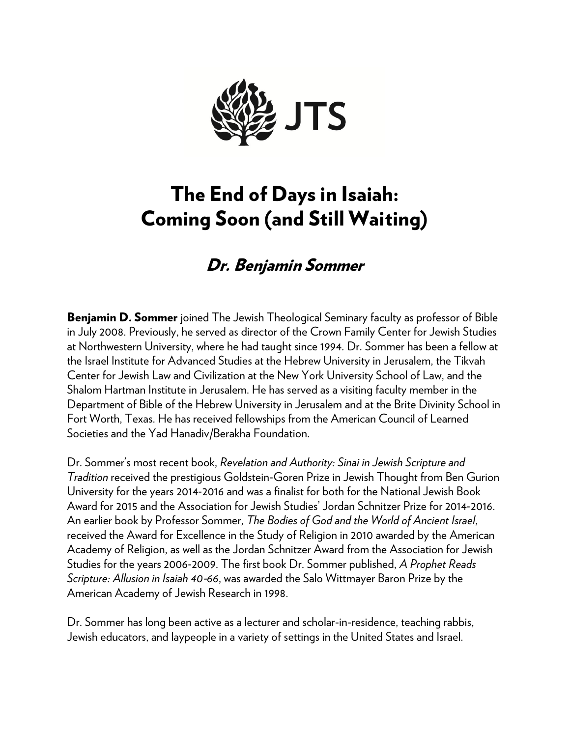JTS

# The End of Days in Isaiah: Coming Soon (and Still Waiting)

## *Dr. Benjamin Sommer*

**Benjamin D. Sommer** joined The Jewish Theological Seminary faculty as professor of Bible in July 2008. Previously, he served as director of the Crown Family Center for Jewish Studies at Northwestern University, where he had taught since 1994. Dr. Sommer has been a fellow at the Israel Institute for Advanced Studies at the Hebrew University in Jerusalem, the Tikvah Center for Jewish Law and Civilization at the New York University School of Law, and the Shalom Hartman Institute in Jerusalem. He has served as a visiting faculty member in the Department of Bible of the Hebrew University in Jerusalem and at the Brite Divinity School in Fort Worth, Texas. He has received fellowships from the American Council of Learned Societies and the Yad Hanadiv/Berakha Foundation.

Dr. Sommer's most recent book, *Revelation and Authority: Sinai in Jewish Scripture and Tradition* received the prestigious Goldstein-Goren Prize in Jewish Thought from Ben Gurion University for the years 2014-2016 and was a finalist for both for the National Jewish Book Award for 2015 and the Association for Jewish Studies' Jordan Schnitzer Prize for 2014-2016. An earlier book by Professor Sommer, *The Bodies of God and the World of Ancient Israel*, received the Award for Excellence in the Study of Religion in 2010 awarded by the American Academy of Religion, as well as the Jordan Schnitzer Award from the Association for Jewish Studies for the years 2006-2009. The first book Dr. Sommer published, *A Prophet Reads Scripture: Allusion in Isaiah 40-66*, was awarded the Salo Wittmayer Baron Prize by the American Academy of Jewish Research in 1998.

Dr. Sommer has long been active as a lecturer and scholar-in-residence, teaching rabbis, Jewish educators, and laypeople in a variety of settings in the United States and Israel.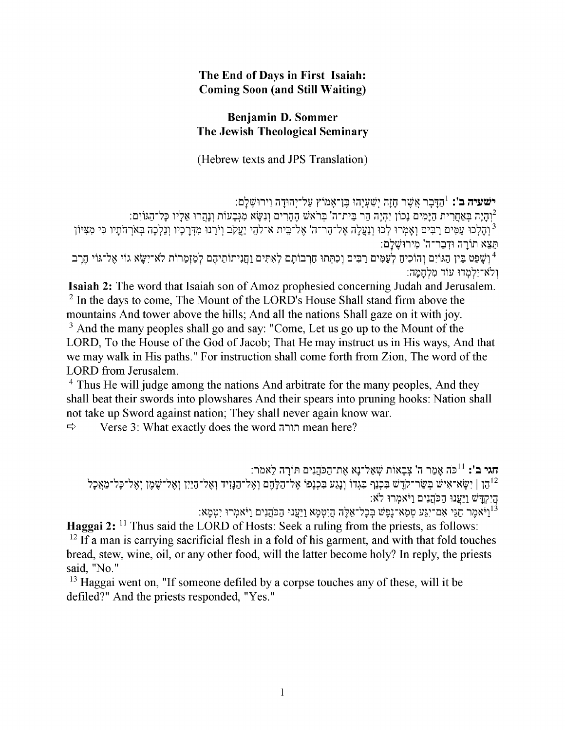**The End of Days in First Isaiah: Coming Soon (and Still Waiting)**

**Benjamin D. Sommer**
**The Jewish Theological Seminary**

(Hebrew texts and JPS Translation)

**ישעיה ב':** [1]הַדָּבָר אֲשֶׁר חָזָה יְשַׁעְיָהוּ בֶּן־אָמוֹץ עַל־יְהוּדָה וִירוּשָׁלִָם׃
[2]וְהָיָה בְּאַחֲרִית הַיָּמִים נָכוֹן יִהְיֶה הַר בֵּית־ה' בְּרֹאשׁ הֶהָרִים וְנִשָּׂא מִגְּבָעוֹת וְנָהֲרוּ אֵלָיו כָּל־הַגּוֹיִם׃
[3]וְהָלְכוּ עַמִּים רַבִּים וְאָמְרוּ לְכוּ וְנַעֲלֶה אֶל־הַר־ה' אֶל־בֵּית א־לֹהֵי יַעֲקֹב וְיֹרֵנוּ מִדְּרָכָיו וְנֵלְכָה בְּאֹרְחֹתָיו כִּי מִצִּיּוֹן תֵּצֵא תוֹרָה וּדְבַר־ה' מִירוּשָׁלִָם׃
[4]וְשָׁפַט בֵּין הַגּוֹיִם וְהוֹכִיחַ לְעַמִּים רַבִּים וְכִתְּתוּ חַרְבוֹתָם לְאִתִּים וַחֲנִיתוֹתֵיהֶם לְמַזְמֵרוֹת לֹא־יִשָּׂא גוֹי אֶל־גּוֹי חֶרֶב וְלֹא־יִלְמְדוּ עוֹד מִלְחָמָה׃

**Isaiah 2:** The word that Isaiah son of Amoz prophesied concerning Judah and Jerusalem.
[2] In the days to come, The Mount of the LORD's House Shall stand firm above the mountains And tower above the hills; And all the nations Shall gaze on it with joy.
[3] And the many peoples shall go and say: "Come, Let us go up to the Mount of the LORD, To the House of the God of Jacob; That He may instruct us in His ways, And that we may walk in His paths." For instruction shall come forth from Zion, The word of the LORD from Jerusalem.
[4] Thus He will judge among the nations And arbitrate for the many peoples, And they shall beat their swords into plowshares And their spears into pruning hooks: Nation shall not take up Sword against nation; They shall never again know war.

⇨ Verse 3: What exactly does the word תורה mean here?

**חגי ב':** [11]כֹּה אָמַר ה' צְבָאוֹת שְׁאַל־נָא אֶת־הַכֹּהֲנִים תּוֹרָה לֵאמֹר׃
[12]הֵן | יִשָּׂא־אִישׁ בְּשַׂר־קֹדֶשׁ בִּכְנַף בִּגְדוֹ וְנָגַע בִּכְנָפוֹ אֶל־הַלֶּחֶם וְאֶל־הַנָּזִיד וְאֶל־הַיַּיִן וְאֶל־שֶׁמֶן וְאֶל־כָּל־מַאֲכָל הֲיִקְדָּשׁ וַיַּעֲנוּ הַכֹּהֲנִים וַיֹּאמְרוּ לֹא׃
[13]וַיֹּאמֶר חַגַּי אִם־יִגַּע טְמֵא־נֶפֶשׁ בְּכָל־אֵלֶּה הֲיִטְמָא וַיַּעֲנוּ הַכֹּהֲנִים וַיֹּאמְרוּ יִטְמָא׃

**Haggai 2:** [11] Thus said the LORD of Hosts: Seek a ruling from the priests, as follows:
[12] If a man is carrying sacrificial flesh in a fold of his garment, and with that fold touches bread, stew, wine, oil, or any other food, will the latter become holy? In reply, the priests said, "No."
[13] Haggai went on, "If someone defiled by a corpse touches any of these, will it be defiled?" And the priests responded, "Yes."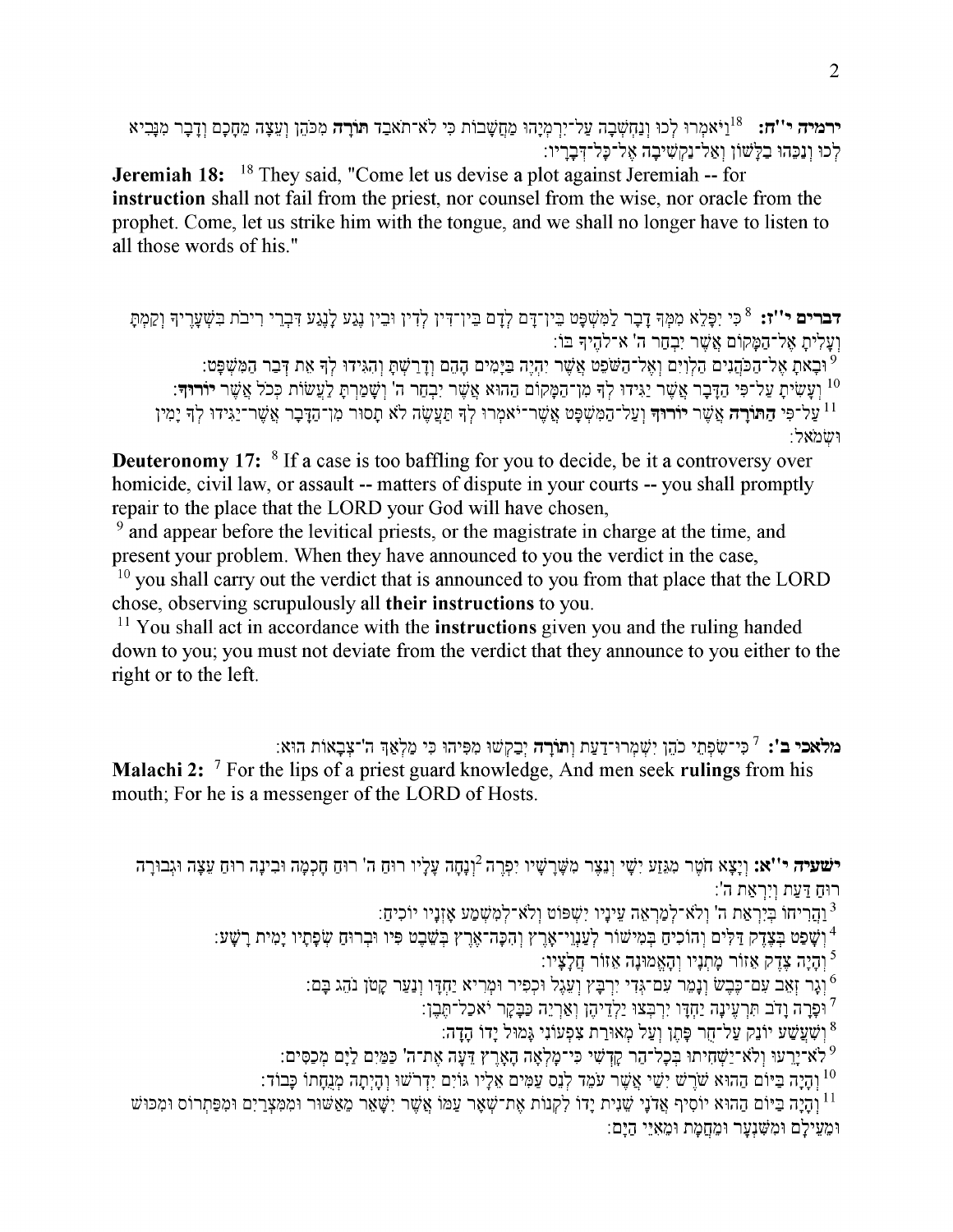**ירמיה י"ח:** [18]וַיֹּאמְרוּ לְכוּ וְנַחְשְׁבָה עַל־יִרְמְיָהוּ מַחֲשָׁבוֹת כִּי לֹא־תֹאבַד **תּוֹרָה** מִכֹּהֵן וְעֵצָה מֵחָכָם וְדָבָר מִנָּבִיא לְכוּ וְנַכֵּהוּ בַלָּשׁוֹן וְאַל־נַקְשִׁיבָה אֶל־כָּל־דְּבָרָיו:

**Jeremiah 18:** [18] They said, "Come let us devise a plot against Jeremiah -- for **instruction** shall not fail from the priest, nor counsel from the wise, nor oracle from the prophet. Come, let us strike him with the tongue, and we shall no longer have to listen to all those words of his."

**דברים י"ז:** [8] כִּי יִפָּלֵא מִמְּךָ דָבָר לַמִּשְׁפָּט בֵּין־דָּם לְדָם בֵּין־דִּין לְדִין וּבֵין נֶגַע לָנֶגַע דִּבְרֵי רִיבֹת בִּשְׁעָרֶיךָ וְקַמְתָּ וְעָלִיתָ אֶל־הַמָּקוֹם אֲשֶׁר יִבְחַר ה' א־לֹהֶיךָ בּוֹ:

[9] וּבָאתָ אֶל־הַכֹּהֲנִים הַלְוִיִּם וְאֶל־הַשֹּׁפֵט אֲשֶׁר יִהְיֶה בַּיָּמִים הָהֵם וְדָרַשְׁתָּ וְהִגִּידוּ לְךָ אֵת דְּבַר הַמִּשְׁפָּט:

[10] וְעָשִׂיתָ עַל־פִּי הַדָּבָר אֲשֶׁר יַגִּידוּ לְךָ מִן־הַמָּקוֹם הַהוּא אֲשֶׁר יִבְחַר ה' וְשָׁמַרְתָּ לַעֲשׂוֹת כְּכֹל אֲשֶׁר **יוֹרוּךָ**:

[11] עַל־פִּי **הַתּוֹרָה** אֲשֶׁר **יוֹרוּךָ** וְעַל־הַמִּשְׁפָּט אֲשֶׁר־יֹאמְרוּ לְךָ תַּעֲשֶׂה לֹא תָסוּר מִן־הַדָּבָר אֲשֶׁר־יַגִּידוּ לְךָ יָמִין וּשְׂמֹאל:

**Deuteronomy 17:** [8] If a case is too baffling for you to decide, be it a controversy over homicide, civil law, or assault -- matters of dispute in your courts -- you shall promptly repair to the place that the LORD your God will have chosen,

[9] and appear before the levitical priests, or the magistrate in charge at the time, and present your problem. When they have announced to you the verdict in the case,

[10] you shall carry out the verdict that is announced to you from that place that the LORD chose, observing scrupulously all **their instructions** to you.

[11] You shall act in accordance with the **instructions** given you and the ruling handed down to you; you must not deviate from the verdict that they announce to you either to the right or to the left.

**מלאכי ב':** [7] כִּי־שִׂפְתֵי כֹהֵן יִשְׁמְרוּ־דַעַת **וְתוֹרָה** יְבַקְשׁוּ מִפִּיהוּ כִּי מַלְאַךְ ה'־צְבָאוֹת הוּא:

**Malachi 2:** [7] For the lips of a priest guard knowledge, And men seek **rulings** from his mouth; For he is a messenger of the LORD of Hosts.

**ישעיה י"א:** וְיָצָא חֹטֶר מִגֵּזַע יִשָׁי וְנֵצֶר מִשָּׁרָשָׁיו יִפְרֶה [2]וְנָחָה עָלָיו רוּחַ ה' רוּחַ חָכְמָה וּבִינָה רוּחַ עֵצָה וּגְבוּרָה רוּחַ דַּעַת וְיִרְאַת ה':

[3] וַהֲרִיחוֹ בְּיִרְאַת ה' וְלֹא־לְמַרְאֵה עֵינָיו יִשְׁפּוֹט וְלֹא־לְמִשְׁמַע אָזְנָיו יוֹכִיחַ:

[4] וְשָׁפַט בְּצֶדֶק דַּלִּים וְהוֹכִיחַ בְּמִישׁוֹר לְעַנְוֵי־אָרֶץ וְהִכָּה־אֶרֶץ בְּשֵׁבֶט פִּיו וּבְרוּחַ שְׂפָתָיו יָמִית רָשָׁע:

[5] וְהָיָה צֶדֶק אֵזוֹר מָתְנָיו וְהָאֱמוּנָה אֵזוֹר חֲלָצָיו:

[6] וְגָר זְאֵב עִם־כֶּבֶשׂ וְנָמֵר עִם־גְּדִי יִרְבָּץ וְעֵגֶל וּכְפִיר וּמְרִיא יַחְדָּו וְנַעַר קָטֹן נֹהֵג בָּם:

[7] וּפָרָה וָדֹב תִּרְעֶינָה יַחְדָּו יִרְבְּצוּ יַלְדֵיהֶן וְאַרְיֵה כַּבָּקָר יֹאכַל־תֶּבֶן:

[8] וְשִׁעֲשַׁע יוֹנֵק עַל־חֻר פָּתֶן וְעַל מְאוּרַת צִפְעוֹנִי גָּמוּל יָדוֹ הָדָה:

[9] לֹא־יָרֵעוּ וְלֹא־יַשְׁחִיתוּ בְּכָל־הַר קָדְשִׁי כִּי־מָלְאָה הָאָרֶץ דֵּעָה אֶת־ה' כַּמַּיִם לַיָּם מְכַסִּים:

[10] וְהָיָה בַּיּוֹם הַהוּא שֹׁרֶשׁ יִשַׁי אֲשֶׁר עֹמֵד לְנֵס עַמִּים אֵלָיו גּוֹיִם יִדְרֹשׁוּ וְהָיְתָה מְנֻחָתוֹ כָּבוֹד:

[11] וְהָיָה בַּיּוֹם הַהוּא יוֹסִיף אֲדֹנָי שֵׁנִית יָדוֹ לִקְנוֹת אֶת־שְׁאָר עַמּוֹ אֲשֶׁר יִשָּׁאֵר מֵאַשּׁוּר וּמִמִּצְרַיִם וּמִפַּתְרוֹס וּמִכּוּשׁ וּמֵעֵילָם וּמִשִּׁנְעָר וּמֵחֲמָת וּמֵאִיֵּי הַיָּם: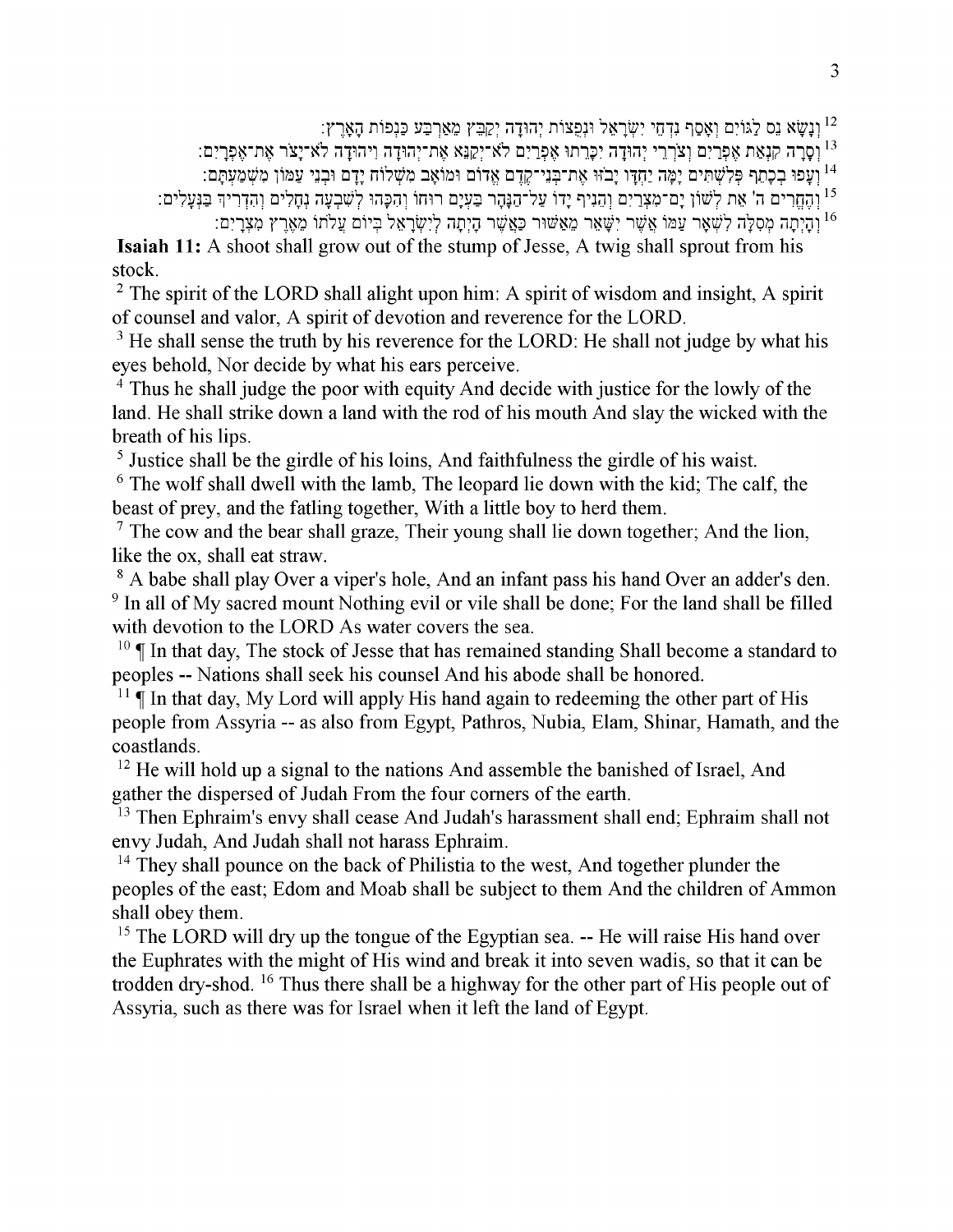[12] וְנָשָׂא נֵס לַגּוֹיִם וְאָסַף נִדְחֵי יִשְׂרָאֵל וּנְפֻצוֹת יְהוּדָה יְקַבֵּץ מֵאַרְבַּע כַּנְפוֹת הָאָרֶץ׃

[13] וְסָרָה קִנְאַת אֶפְרַיִם וְצֹרְרֵי יְהוּדָה יִכָּרֵתוּ אֶפְרַיִם לֹא־יְקַנֵּא אֶת־יְהוּדָה וִיהוּדָה לֹא־יָצֹר אֶת־אֶפְרָיִם׃

[14] וְעָפוּ בְכָתֵף פְּלִשְׁתִּים יָמָּה יַחְדָּו יָבֹזּוּ אֶת־בְּנֵי־קֶדֶם אֱדוֹם וּמוֹאָב מִשְׁלוֹחַ יָדָם וּבְנֵי עַמּוֹן מִשְׁמַעְתָּם׃

[15] וְהֶחֱרִים ה' אֵת לְשׁוֹן יָם־מִצְרַיִם וְהֵנִיף יָדוֹ עַל־הַנָּהָר בַּעְיָם רוּחוֹ וְהִכָּהוּ לְשִׁבְעָה נְחָלִים וְהִדְרִיךְ בַּנְּעָלִים׃

[16] וְהָיְתָה מְסִלָּה לִשְׁאָר עַמּוֹ אֲשֶׁר יִשָּׁאֵר מֵאַשּׁוּר כַּאֲשֶׁר הָיְתָה לְיִשְׂרָאֵל בְּיוֹם עֲלֹתוֹ מֵאֶרֶץ מִצְרָיִם׃

**Isaiah 11:** A shoot shall grow out of the stump of Jesse, A twig shall sprout from his stock.

[2] The spirit of the LORD shall alight upon him: A spirit of wisdom and insight, A spirit of counsel and valor, A spirit of devotion and reverence for the LORD.

[3] He shall sense the truth by his reverence for the LORD: He shall not judge by what his eyes behold, Nor decide by what his ears perceive.

[4] Thus he shall judge the poor with equity And decide with justice for the lowly of the land. He shall strike down a land with the rod of his mouth And slay the wicked with the breath of his lips.

[5] Justice shall be the girdle of his loins, And faithfulness the girdle of his waist.

[6] The wolf shall dwell with the lamb, The leopard lie down with the kid; The calf, the beast of prey, and the fatling together, With a little boy to herd them.

[7] The cow and the bear shall graze, Their young shall lie down together; And the lion, like the ox, shall eat straw.

[8] A babe shall play Over a viper's hole, And an infant pass his hand Over an adder's den.

[9] In all of My sacred mount Nothing evil or vile shall be done; For the land shall be filled with devotion to the LORD As water covers the sea.

[10] ¶ In that day, The stock of Jesse that has remained standing Shall become a standard to peoples -- Nations shall seek his counsel And his abode shall be honored.

[11] ¶ In that day, My Lord will apply His hand again to redeeming the other part of His people from Assyria -- as also from Egypt, Pathros, Nubia, Elam, Shinar, Hamath, and the coastlands.

[12] He will hold up a signal to the nations And assemble the banished of Israel, And gather the dispersed of Judah From the four corners of the earth.

[13] Then Ephraim's envy shall cease And Judah's harassment shall end; Ephraim shall not envy Judah, And Judah shall not harass Ephraim.

[14] They shall pounce on the back of Philistia to the west, And together plunder the peoples of the east; Edom and Moab shall be subject to them And the children of Ammon shall obey them.

[15] The LORD will dry up the tongue of the Egyptian sea. -- He will raise His hand over the Euphrates with the might of His wind and break it into seven wadis, so that it can be trodden dry-shod. [16] Thus there shall be a highway for the other part of His people out of Assyria, such as there was for Israel when it left the land of Egypt.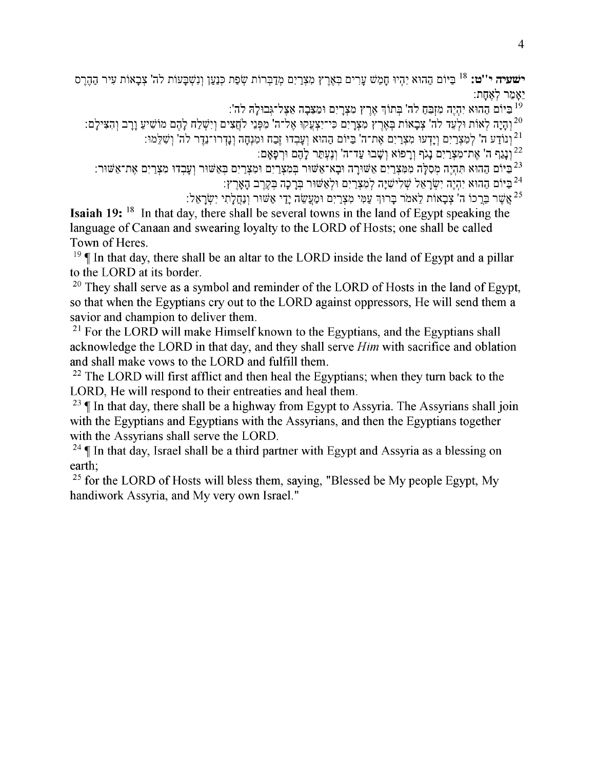**ישעיה י"ט:** [18] בַּיּוֹם הַהוּא יִהְיוּ חָמֵשׁ עָרִים בְּאֶרֶץ מִצְרַיִם מְדַבְּרוֹת שְׂפַת כְּנַעַן וְנִשְׁבָּעוֹת לה' צְבָאוֹת עִיר הַהֶרֶס יֵאָמֵר לְאֶחָת׃

[19] בַּיּוֹם הַהוּא יִהְיֶה מִזְבֵּחַ לה' בְּתוֹךְ אֶרֶץ מִצְרָיִם וּמַצֵּבָה אֵצֶל־גְּבוּלָהּ לה'׃

[20] וְהָיָה לְאוֹת וּלְעֵד לה' צְבָאוֹת בְּאֶרֶץ מִצְרָיִם כִּי־יִצְעֲקוּ אֶל־ה' מִפְּנֵי לֹחֲצִים וְיִשְׁלַח לָהֶם מוֹשִׁיעַ וָרָב וְהִצִּילָם׃

[21] וְנוֹדַע ה' לְמִצְרַיִם וְיָדְעוּ מִצְרַיִם אֶת־ה' בַּיּוֹם הַהוּא וְעָבְדוּ זֶבַח וּמִנְחָה וְנָדְרוּ־נֵדֶר לה' וְשִׁלֵּמוּ׃

[22] וְנָגַף ה' אֶת־מִצְרַיִם נָגֹף וְרָפוֹא וְשָׁבוּ עַד־ה' וְנֶעְתַּר לָהֶם וּרְפָאָם׃

[23] בַּיּוֹם הַהוּא תִּהְיֶה מְסִלָּה מִמִּצְרַיִם אַשּׁוּרָה וּבָא־אַשּׁוּר בְּמִצְרַיִם וּמִצְרַיִם בְּאַשּׁוּר וְעָבְדוּ מִצְרַיִם אֶת־אַשּׁוּר׃

[24] בַּיּוֹם הַהוּא יִהְיֶה יִשְׂרָאֵל שְׁלִישִׁיָּה לְמִצְרַיִם וּלְאַשּׁוּר בְּרָכָה בְּקֶרֶב הָאָרֶץ׃

[25] אֲשֶׁר בֵּרֲכוֹ ה' צְבָאוֹת לֵאמֹר בָּרוּךְ עַמִּי מִצְרַיִם וּמַעֲשֵׂה יָדַי אַשּׁוּר וְנַחֲלָתִי יִשְׂרָאֵל׃

**Isaiah 19:** [18] In that day, there shall be several towns in the land of Egypt speaking the language of Canaan and swearing loyalty to the LORD of Hosts; one shall be called Town of Heres.

[19] ¶ In that day, there shall be an altar to the LORD inside the land of Egypt and a pillar to the LORD at its border.

[20] They shall serve as a symbol and reminder of the LORD of Hosts in the land of Egypt, so that when the Egyptians cry out to the LORD against oppressors, He will send them a savior and champion to deliver them.

[21] For the LORD will make Himself known to the Egyptians, and the Egyptians shall acknowledge the LORD in that day, and they shall serve *Him* with sacrifice and oblation and shall make vows to the LORD and fulfill them.

[22] The LORD will first afflict and then heal the Egyptians; when they turn back to the LORD, He will respond to their entreaties and heal them.

[23] ¶ In that day, there shall be a highway from Egypt to Assyria. The Assyrians shall join with the Egyptians and Egyptians with the Assyrians, and then the Egyptians together with the Assyrians shall serve the LORD.

[24] ¶ In that day, Israel shall be a third partner with Egypt and Assyria as a blessing on earth;

[25] for the LORD of Hosts will bless them, saying, "Blessed be My people Egypt, My handiwork Assyria, and My very own Israel."